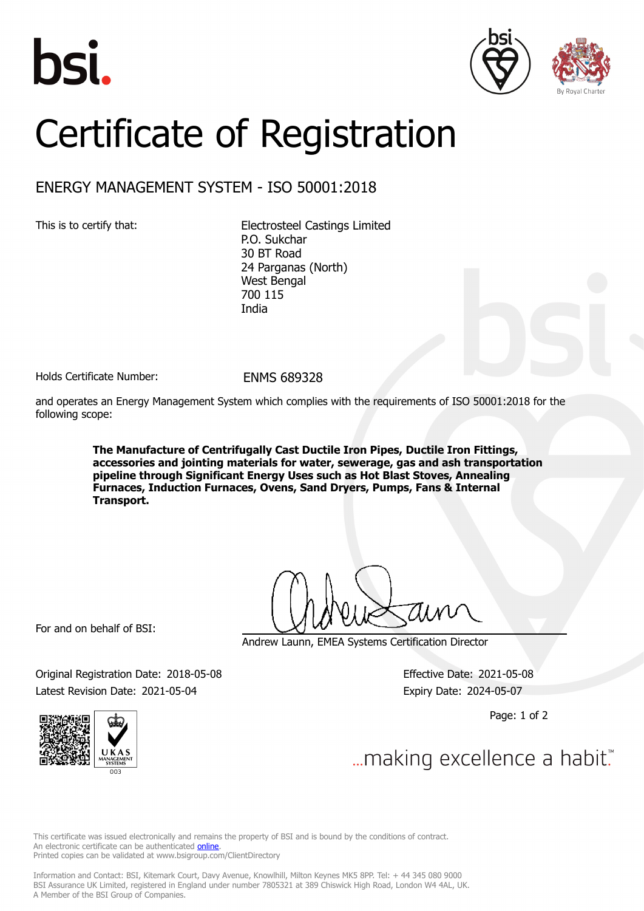# Certificate of Registration

## ENERGY MANAGEMENT SYSTEM - ISO 50001:2018

This is to certify that:

Electrosteel Castings Limited
P.O. Sukchar
30 BT Road
24 Parganas (North)
West Bengal
700 115
India

Holds Certificate Number: ENMS 689328

and operates an Energy Management System which complies with the requirements of ISO 50001:2018 for the following scope:

**The Manufacture of Centrifugally Cast Ductile Iron Pipes, Ductile Iron Fittings, accessories and jointing materials for water, sewerage, gas and ash transportation pipeline through Significant Energy Uses such as Hot Blast Stoves, Annealing Furnaces, Induction Furnaces, Ovens, Sand Dryers, Pumps, Fans & Internal Transport.**

For and on behalf of BSI:

Andrew Launn, EMEA Systems Certification Director

Original Registration Date: 2018-05-08

Latest Revision Date: 2021-05-04

Effective Date: 2021-05-08

Expiry Date: 2024-05-07

...making excellence a habit.™

This certificate was issued electronically and remains the property of BSI and is bound by the conditions of contract.
An electronic certificate can be authenticated online.
Printed copies can be validated at www.bsigroup.com/ClientDirectory

Information and Contact: BSI, Kitemark Court, Davy Avenue, Knowlhill, Milton Keynes MK5 8PP. Tel: + 44 345 080 9000
BSI Assurance UK Limited, registered in England under number 7805321 at 389 Chiswick High Road, London W4 4AL, UK.
A Member of the BSI Group of Companies.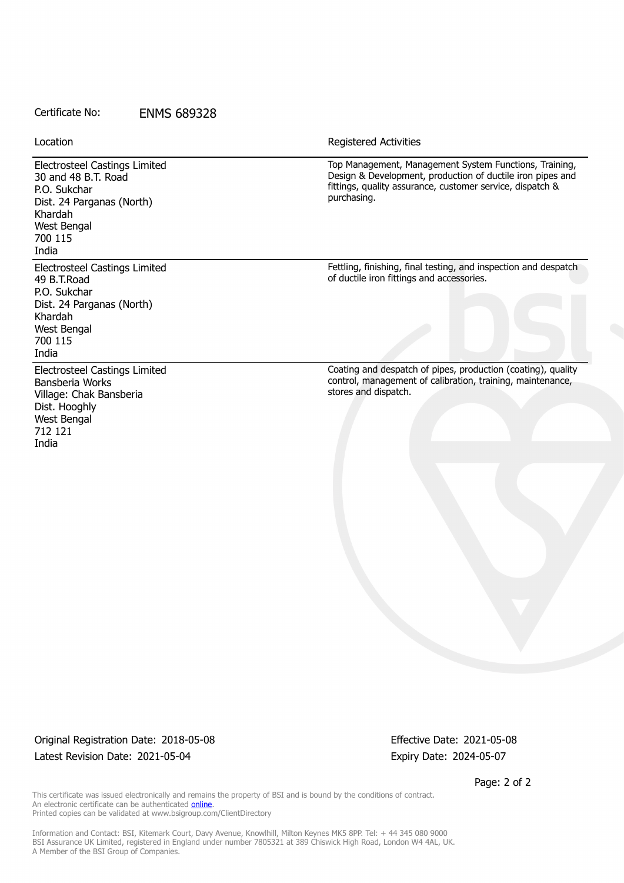Certificate No: ENMS 689328

| Location | Registered Activities |
|---|---|
| Electrosteel Castings Limited<br>30 and 48 B.T. Road<br>P.O. Sukchar<br>Dist. 24 Parganas (North)<br>Khardah<br>West Bengal<br>700 115<br>India | Top Management, Management System Functions, Training, Design & Development, production of ductile iron pipes and fittings, quality assurance, customer service, dispatch & purchasing. |
| Electrosteel Castings Limited<br>49 B.T.Road<br>P.O. Sukchar<br>Dist. 24 Parganas (North)<br>Khardah<br>West Bengal<br>700 115<br>India | Fettling, finishing, final testing, and inspection and despatch of ductile iron fittings and accessories. |
| Electrosteel Castings Limited<br>Bansberia Works<br>Village: Chak Bansberia<br>Dist. Hooghly<br>West Bengal<br>712 121<br>India | Coating and despatch of pipes, production (coating), quality control, management of calibration, training, maintenance, stores and dispatch. |

Original Registration Date: 2018-05-08

Latest Revision Date: 2021-05-04

Effective Date: 2021-05-08

Expiry Date: 2024-05-07

This certificate was issued electronically and remains the property of BSI and is bound by the conditions of contract.
An electronic certificate can be authenticated online.
Printed copies can be validated at www.bsigroup.com/ClientDirectory

Information and Contact: BSI, Kitemark Court, Davy Avenue, Knowlhill, Milton Keynes MK5 8PP. Tel: + 44 345 080 9000
BSI Assurance UK Limited, registered in England under number 7805321 at 389 Chiswick High Road, London W4 4AL, UK.
A Member of the BSI Group of Companies.